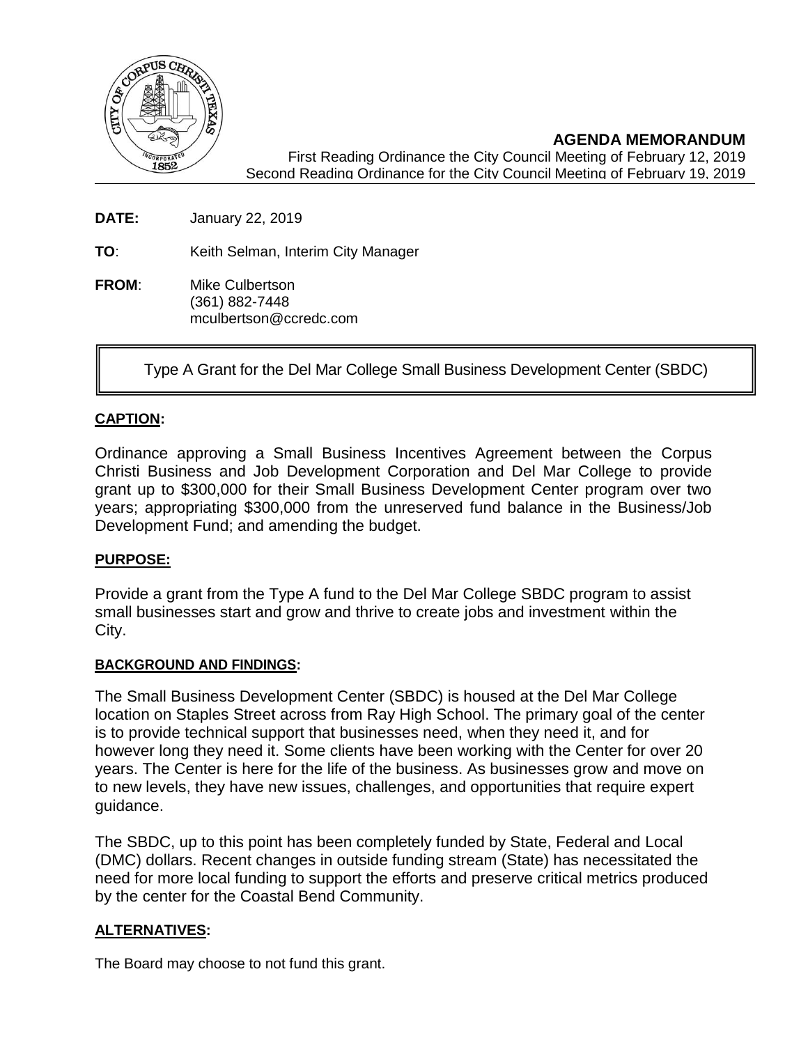## AGENDA MEMORANDUM

First Reading Ordinance the City Council Meeting of February 12, 2019
Second Reading Ordinance for the City Council Meeting of February 19, 2019

**DATE:** January 22, 2019

**TO**: Keith Selman, Interim City Manager

**FROM**: Mike Culbertson
(361) 882-7448
mculbertson@ccredc.com

Type A Grant for the Del Mar College Small Business Development Center (SBDC)

### CAPTION:

Ordinance approving a Small Business Incentives Agreement between the Corpus Christi Business and Job Development Corporation and Del Mar College to provide grant up to $300,000 for their Small Business Development Center program over two years; appropriating $300,000 from the unreserved fund balance in the Business/Job Development Fund; and amending the budget.

### PURPOSE:

Provide a grant from the Type A fund to the Del Mar College SBDC program to assist small businesses start and grow and thrive to create jobs and investment within the City.

### BACKGROUND AND FINDINGS:

The Small Business Development Center (SBDC) is housed at the Del Mar College location on Staples Street across from Ray High School. The primary goal of the center is to provide technical support that businesses need, when they need it, and for however long they need it. Some clients have been working with the Center for over 20 years. The Center is here for the life of the business. As businesses grow and move on to new levels, they have new issues, challenges, and opportunities that require expert guidance.

The SBDC, up to this point has been completely funded by State, Federal and Local (DMC) dollars. Recent changes in outside funding stream (State) has necessitated the need for more local funding to support the efforts and preserve critical metrics produced by the center for the Coastal Bend Community.

### ALTERNATIVES:

The Board may choose to not fund this grant.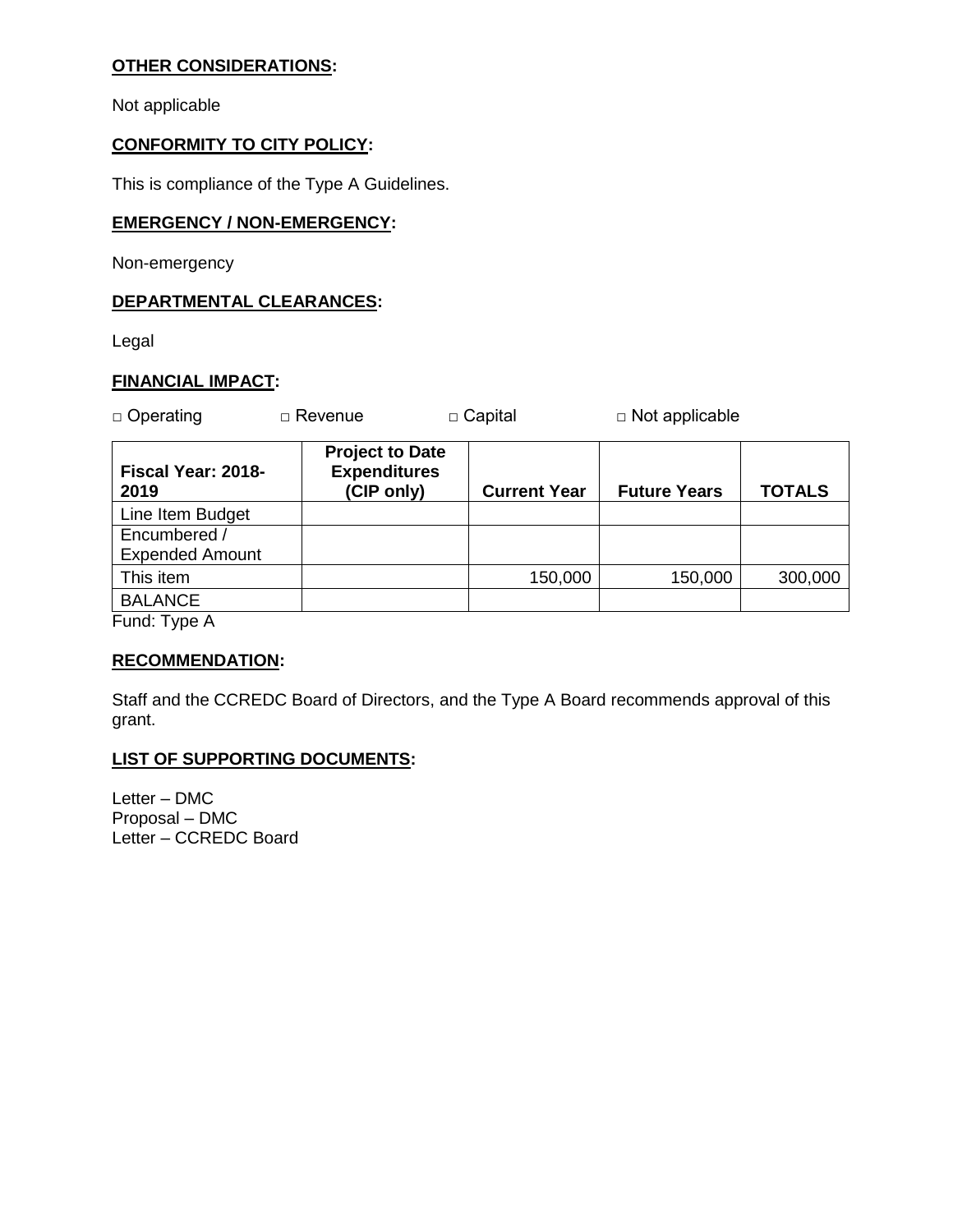**OTHER CONSIDERATIONS:**

Not applicable

**CONFORMITY TO CITY POLICY:**

This is compliance of the Type A Guidelines.

**EMERGENCY / NON-EMERGENCY:**

Non-emergency

**DEPARTMENTAL CLEARANCES:**

Legal

**FINANCIAL IMPACT:**

□ Operating □ Revenue □ Capital □ Not applicable

| Fiscal Year: 2018-2019 | Project to Date Expenditures (CIP only) | Current Year | Future Years | TOTALS |
|---|---|---|---|---|
| Line Item Budget | | | | |
| Encumbered / Expended Amount | | | | |
| This item | | 150,000 | 150,000 | 300,000 |
| BALANCE | | | | |

Fund: Type A

**RECOMMENDATION:**

Staff and the CCREDC Board of Directors, and the Type A Board recommends approval of this grant.

**LIST OF SUPPORTING DOCUMENTS:**

Letter – DMC
Proposal – DMC
Letter – CCREDC Board